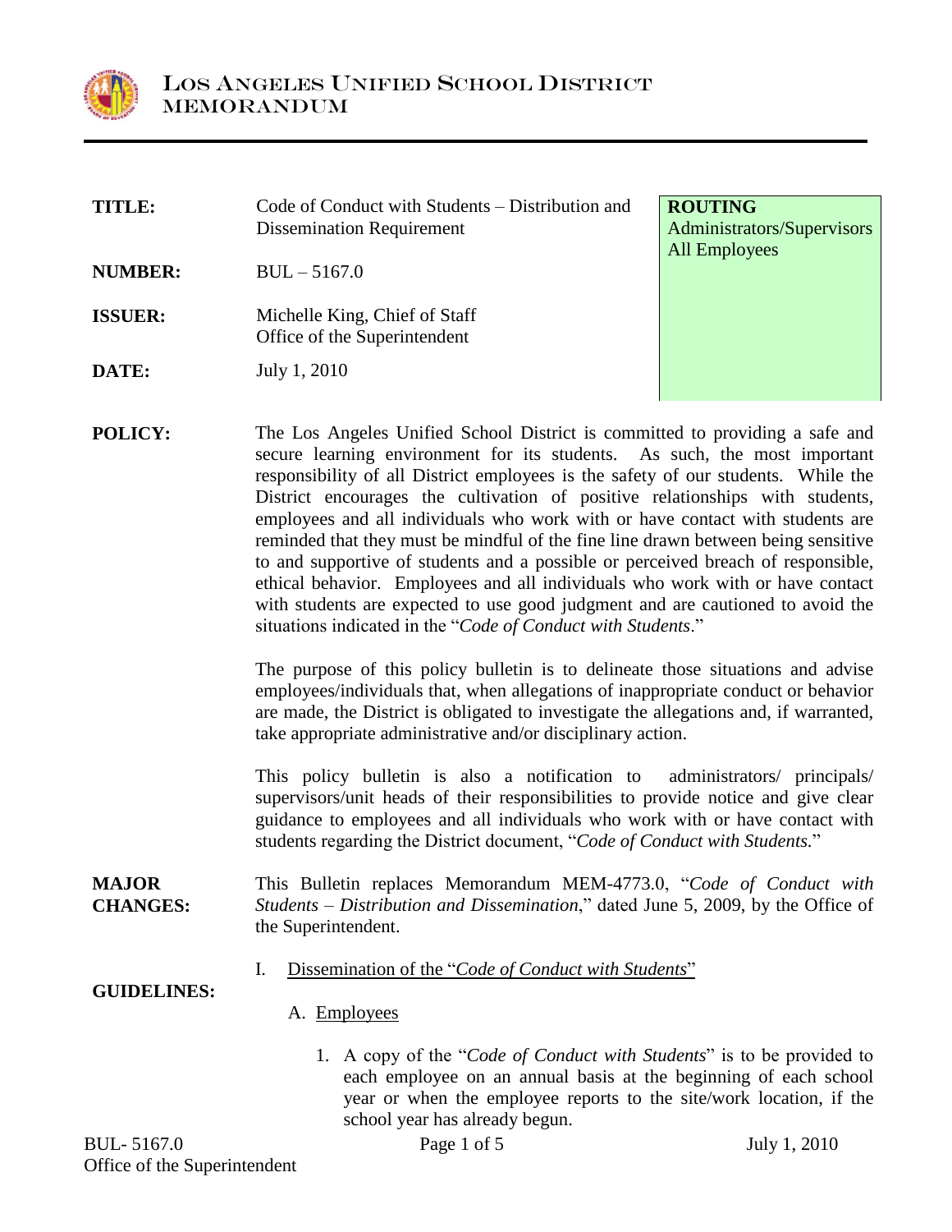# LOS ANGELES UNIFIED SCHOOL DISTRICT
## MEMORANDUM

| | | |
|---|---|---|
| **TITLE:** | Code of Conduct with Students – Distribution and Dissemination Requirement | **ROUTING** Administrators/Supervisors All Employees |
| **NUMBER:** | BUL – 5167.0 | |
| **ISSUER:** | Michelle King, Chief of Staff Office of the Superintendent | |
| **DATE:** | July 1, 2010 | |

**POLICY:** The Los Angeles Unified School District is committed to providing a safe and secure learning environment for its students. As such, the most important responsibility of all District employees is the safety of our students. While the District encourages the cultivation of positive relationships with students, employees and all individuals who work with or have contact with students are reminded that they must be mindful of the fine line drawn between being sensitive to and supportive of students and a possible or perceived breach of responsible, ethical behavior. Employees and all individuals who work with or have contact with students are expected to use good judgment and are cautioned to avoid the situations indicated in the "*Code of Conduct with Students*."

The purpose of this policy bulletin is to delineate those situations and advise employees/individuals that, when allegations of inappropriate conduct or behavior are made, the District is obligated to investigate the allegations and, if warranted, take appropriate administrative and/or disciplinary action.

This policy bulletin is also a notification to administrators/ principals/ supervisors/unit heads of their responsibilities to provide notice and give clear guidance to employees and all individuals who work with or have contact with students regarding the District document, "*Code of Conduct with Students.*"

**MAJOR CHANGES:** This Bulletin replaces Memorandum MEM-4773.0, "*Code of Conduct with Students – Distribution and Dissemination*," dated June 5, 2009, by the Office of the Superintendent.

**GUIDELINES:**

I. Dissemination of the "*Code of Conduct with Students*"

A. Employees

1. A copy of the "*Code of Conduct with Students*" is to be provided to each employee on an annual basis at the beginning of each school year or when the employee reports to the site/work location, if the school year has already begun.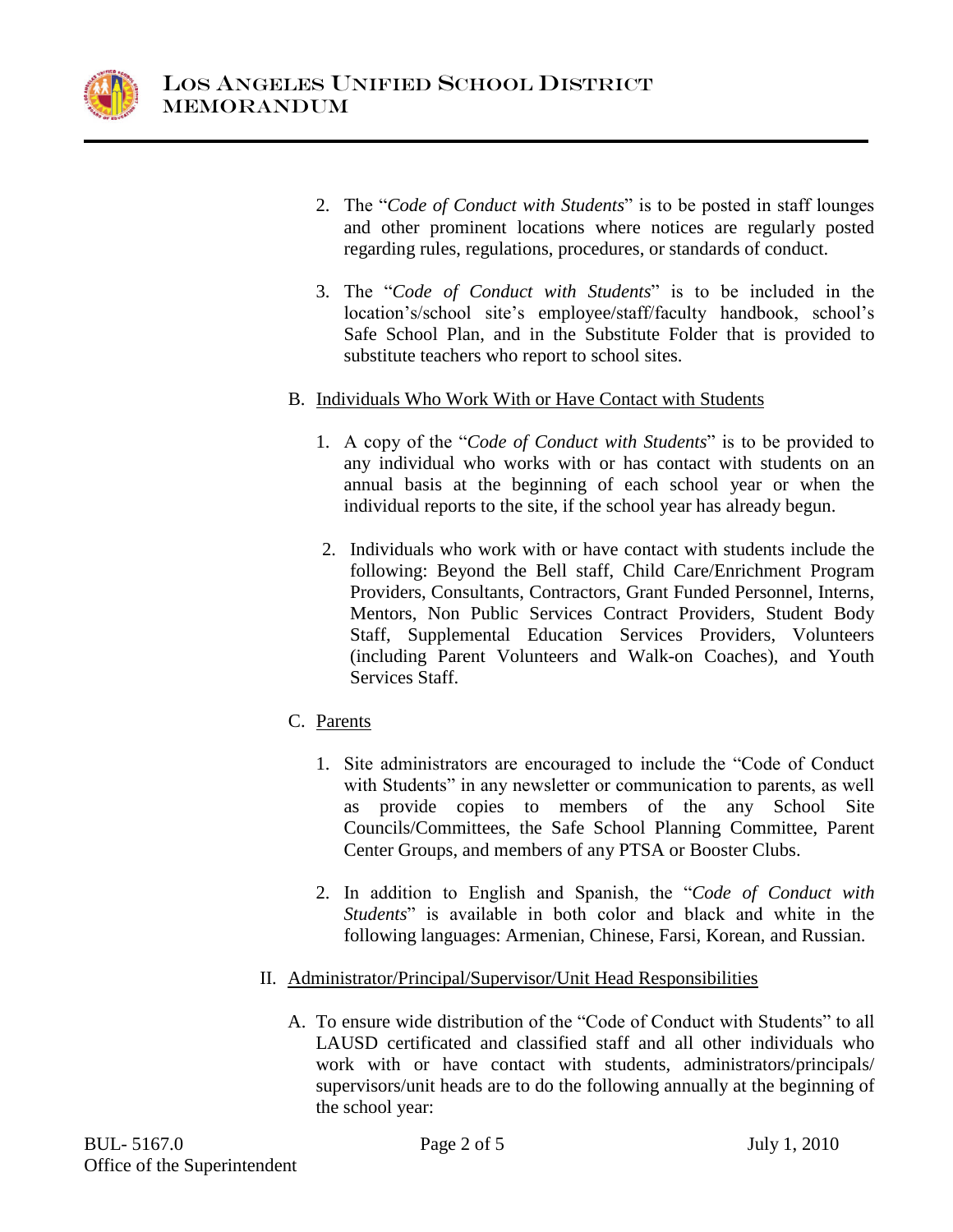2. The "*Code of Conduct with Students*" is to be posted in staff lounges and other prominent locations where notices are regularly posted regarding rules, regulations, procedures, or standards of conduct.

3. The "*Code of Conduct with Students*" is to be included in the location's/school site's employee/staff/faculty handbook, school's Safe School Plan, and in the Substitute Folder that is provided to substitute teachers who report to school sites.

B. Individuals Who Work With or Have Contact with Students

1. A copy of the "*Code of Conduct with Students*" is to be provided to any individual who works with or has contact with students on an annual basis at the beginning of each school year or when the individual reports to the site, if the school year has already begun.

2. Individuals who work with or have contact with students include the following: Beyond the Bell staff, Child Care/Enrichment Program Providers, Consultants, Contractors, Grant Funded Personnel, Interns, Mentors, Non Public Services Contract Providers, Student Body Staff, Supplemental Education Services Providers, Volunteers (including Parent Volunteers and Walk-on Coaches), and Youth Services Staff.

C. Parents

1. Site administrators are encouraged to include the "Code of Conduct with Students" in any newsletter or communication to parents, as well as provide copies to members of the any School Site Councils/Committees, the Safe School Planning Committee, Parent Center Groups, and members of any PTSA or Booster Clubs.

2. In addition to English and Spanish, the "*Code of Conduct with Students*" is available in both color and black and white in the following languages: Armenian, Chinese, Farsi, Korean, and Russian.

II. Administrator/Principal/Supervisor/Unit Head Responsibilities

A. To ensure wide distribution of the "Code of Conduct with Students" to all LAUSD certificated and classified staff and all other individuals who work with or have contact with students, administrators/principals/ supervisors/unit heads are to do the following annually at the beginning of the school year: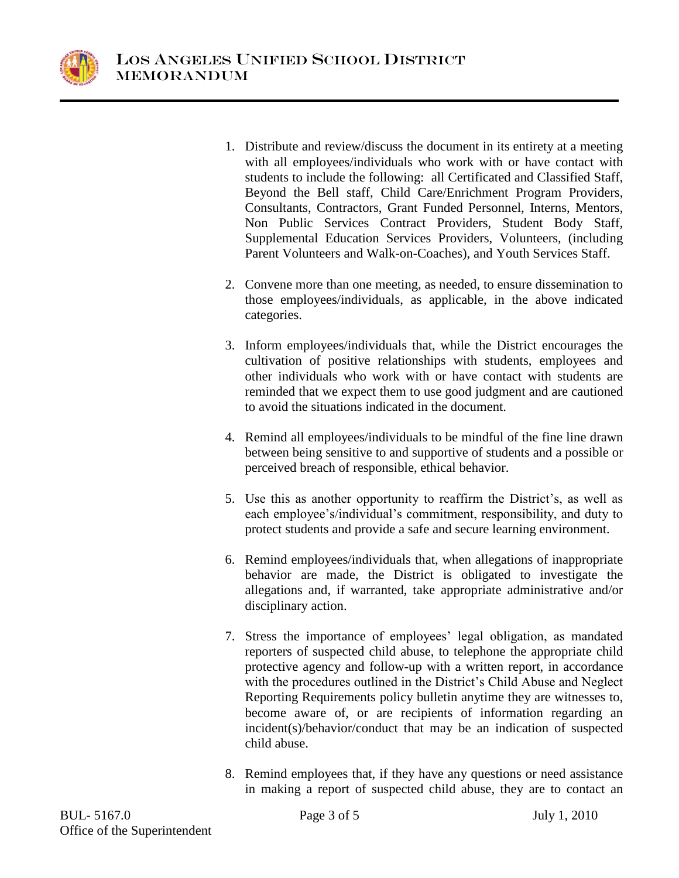1. Distribute and review/discuss the document in its entirety at a meeting with all employees/individuals who work with or have contact with students to include the following: all Certificated and Classified Staff, Beyond the Bell staff, Child Care/Enrichment Program Providers, Consultants, Contractors, Grant Funded Personnel, Interns, Mentors, Non Public Services Contract Providers, Student Body Staff, Supplemental Education Services Providers, Volunteers, (including Parent Volunteers and Walk-on-Coaches), and Youth Services Staff.

2. Convene more than one meeting, as needed, to ensure dissemination to those employees/individuals, as applicable, in the above indicated categories.

3. Inform employees/individuals that, while the District encourages the cultivation of positive relationships with students, employees and other individuals who work with or have contact with students are reminded that we expect them to use good judgment and are cautioned to avoid the situations indicated in the document.

4. Remind all employees/individuals to be mindful of the fine line drawn between being sensitive to and supportive of students and a possible or perceived breach of responsible, ethical behavior.

5. Use this as another opportunity to reaffirm the District's, as well as each employee's/individual's commitment, responsibility, and duty to protect students and provide a safe and secure learning environment.

6. Remind employees/individuals that, when allegations of inappropriate behavior are made, the District is obligated to investigate the allegations and, if warranted, take appropriate administrative and/or disciplinary action.

7. Stress the importance of employees' legal obligation, as mandated reporters of suspected child abuse, to telephone the appropriate child protective agency and follow-up with a written report, in accordance with the procedures outlined in the District's Child Abuse and Neglect Reporting Requirements policy bulletin anytime they are witnesses to, become aware of, or are recipients of information regarding an incident(s)/behavior/conduct that may be an indication of suspected child abuse.

8. Remind employees that, if they have any questions or need assistance in making a report of suspected child abuse, they are to contact an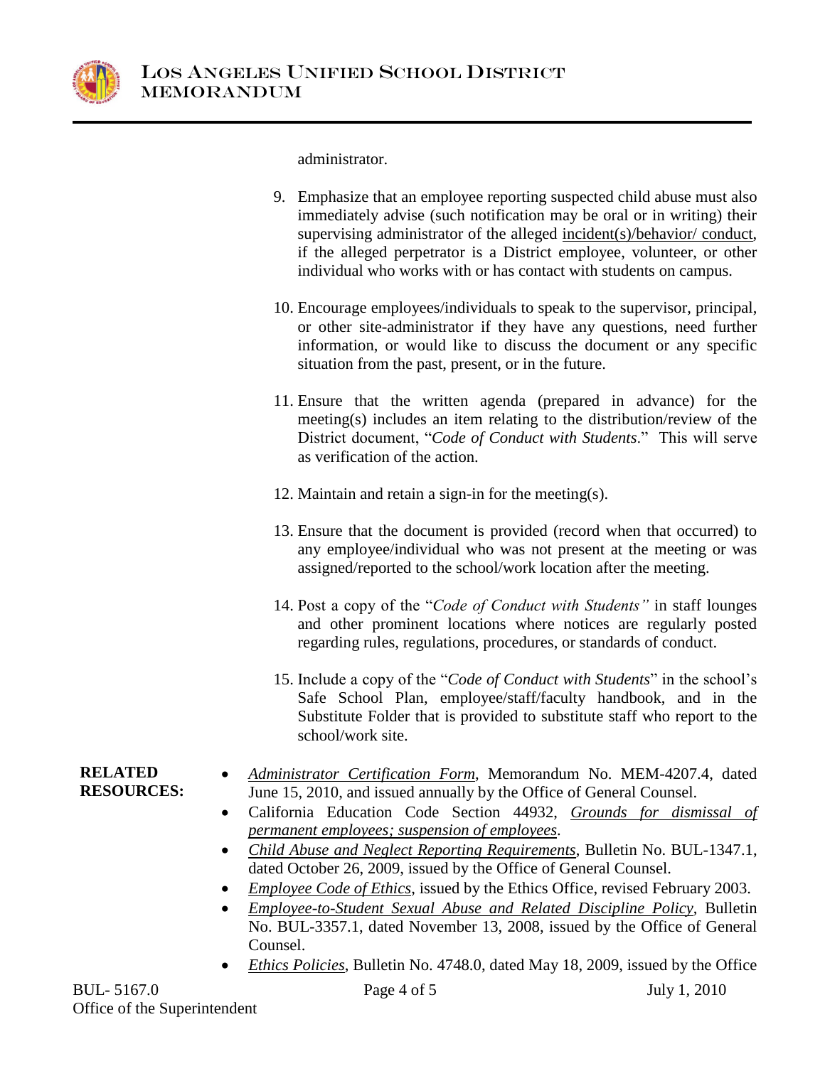administrator.

9. Emphasize that an employee reporting suspected child abuse must also immediately advise (such notification may be oral or in writing) their supervising administrator of the alleged incident(s)/behavior/ conduct, if the alleged perpetrator is a District employee, volunteer, or other individual who works with or has contact with students on campus.

10. Encourage employees/individuals to speak to the supervisor, principal, or other site-administrator if they have any questions, need further information, or would like to discuss the document or any specific situation from the past, present, or in the future.

11. Ensure that the written agenda (prepared in advance) for the meeting(s) includes an item relating to the distribution/review of the District document, "*Code of Conduct with Students*." This will serve as verification of the action.

12. Maintain and retain a sign-in for the meeting(s).

13. Ensure that the document is provided (record when that occurred) to any employee/individual who was not present at the meeting or was assigned/reported to the school/work location after the meeting.

14. Post a copy of the "*Code of Conduct with Students"* in staff lounges and other prominent locations where notices are regularly posted regarding rules, regulations, procedures, or standards of conduct.

15. Include a copy of the "*Code of Conduct with Students*" in the school's Safe School Plan, employee/staff/faculty handbook, and in the Substitute Folder that is provided to substitute staff who report to the school/work site.

**RELATED RESOURCES:**

- *Administrator Certification Form*, Memorandum No. MEM-4207.4, dated June 15, 2010, and issued annually by the Office of General Counsel.
- California Education Code Section 44932, *Grounds for dismissal of permanent employees; suspension of employees*.
- *Child Abuse and Neglect Reporting Requirements*, Bulletin No. BUL-1347.1, dated October 26, 2009, issued by the Office of General Counsel.
- *Employee Code of Ethics*, issued by the Ethics Office, revised February 2003.
- *Employee-to-Student Sexual Abuse and Related Discipline Policy*, Bulletin No. BUL-3357.1, dated November 13, 2008, issued by the Office of General Counsel.
- *Ethics Policies*, Bulletin No. 4748.0, dated May 18, 2009, issued by the Office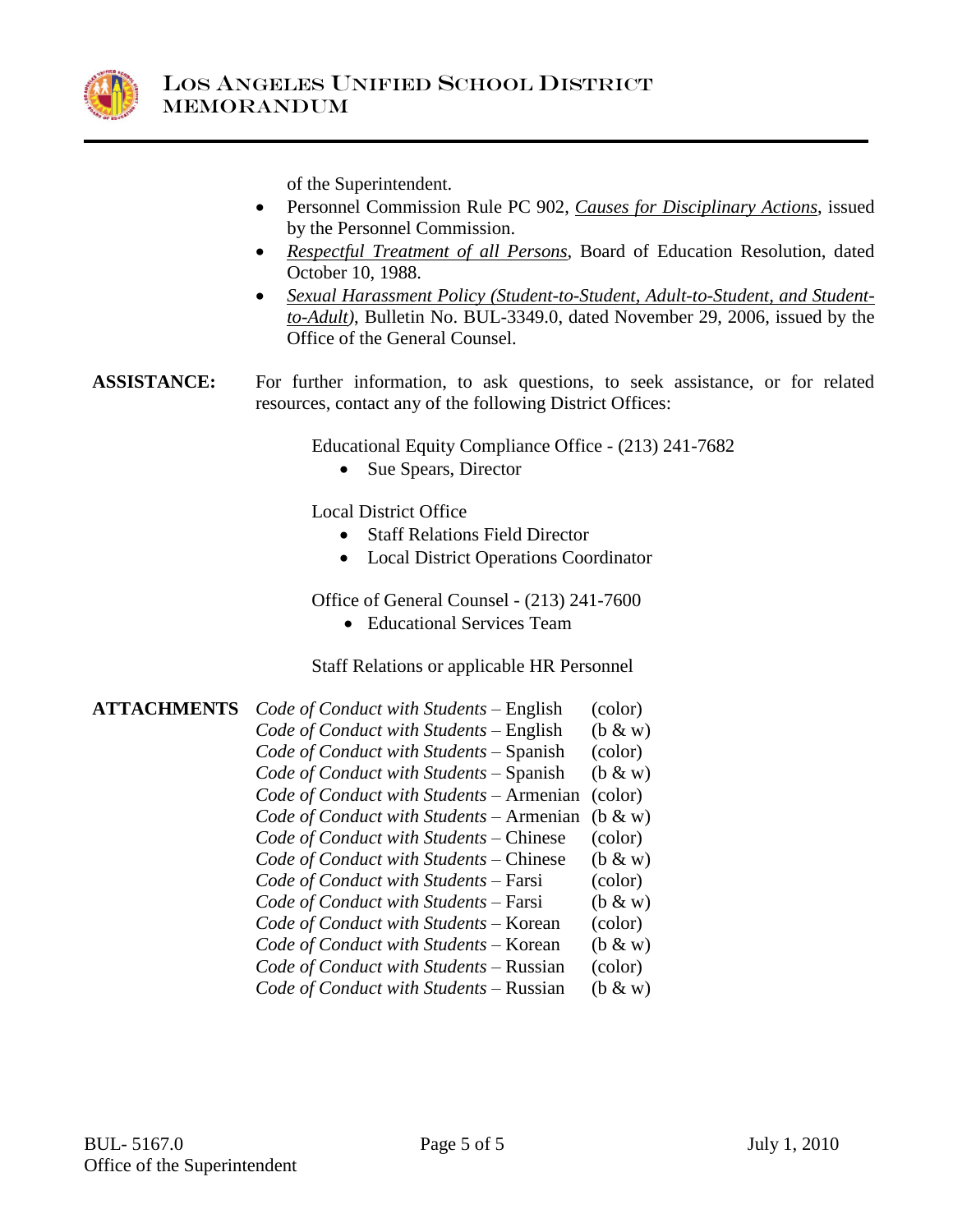of the Superintendent.

- Personnel Commission Rule PC 902, _Causes for Disciplinary Actions_, issued by the Personnel Commission.
- _Respectful Treatment of all Persons_, Board of Education Resolution, dated October 10, 1988.
- _Sexual Harassment Policy (Student-to-Student, Adult-to-Student, and Student-to-Adult)_, Bulletin No. BUL-3349.0, dated November 29, 2006, issued by the Office of the General Counsel.

**ASSISTANCE:** For further information, to ask questions, to seek assistance, or for related resources, contact any of the following District Offices:

Educational Equity Compliance Office - (213) 241-7682

- Sue Spears, Director

Local District Office

- Staff Relations Field Director
- Local District Operations Coordinator

Office of General Counsel - (213) 241-7600

- Educational Services Team

Staff Relations or applicable HR Personnel

**ATTACHMENTS**

| | |
|---|---|
| *Code of Conduct with Students* – English | (color) |
| *Code of Conduct with Students* – English | (b & w) |
| *Code of Conduct with Students* – Spanish | (color) |
| *Code of Conduct with Students* – Spanish | (b & w) |
| *Code of Conduct with Students* – Armenian | (color) |
| *Code of Conduct with Students* – Armenian | (b & w) |
| *Code of Conduct with Students* – Chinese | (color) |
| *Code of Conduct with Students* – Chinese | (b & w) |
| *Code of Conduct with Students* – Farsi | (color) |
| *Code of Conduct with Students* – Farsi | (b & w) |
| *Code of Conduct with Students* – Korean | (color) |
| *Code of Conduct with Students* – Korean | (b & w) |
| *Code of Conduct with Students* – Russian | (color) |
| *Code of Conduct with Students* – Russian | (b & w) |